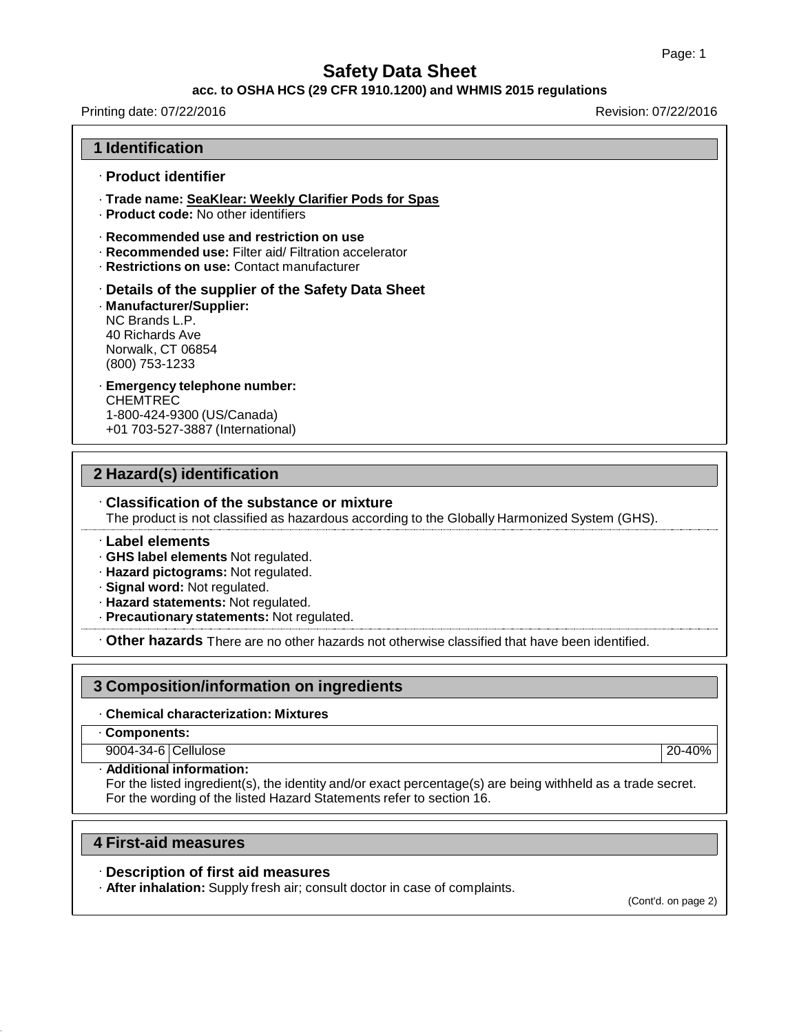# Safety Data Sheet

**acc. to OSHA HCS (29 CFR 1910.1200) and WHMIS 2015 regulations**

Printing date: 07/22/2016 Revision: 07/22/2016

## 1 Identification

· **Product identifier**

· **Trade name: SeaKlear: Weekly Clarifier Pods for Spas**
· **Product code:** No other identifiers

· **Recommended use and restriction on use**
· **Recommended use:** Filter aid/ Filtration accelerator
· **Restrictions on use:** Contact manufacturer

· **Details of the supplier of the Safety Data Sheet**
· **Manufacturer/Supplier:**
NC Brands L.P.
40 Richards Ave
Norwalk, CT 06854
(800) 753-1233

· **Emergency telephone number:**
CHEMTREC
1-800-424-9300 (US/Canada)
+01 703-527-3887 (International)

## 2 Hazard(s) identification

· **Classification of the substance or mixture**
The product is not classified as hazardous according to the Globally Harmonized System (GHS).

· **Label elements**
· **GHS label elements** Not regulated.
· **Hazard pictograms:** Not regulated.
· **Signal word:** Not regulated.
· **Hazard statements:** Not regulated.
· **Precautionary statements:** Not regulated.

· **Other hazards** There are no other hazards not otherwise classified that have been identified.

## 3 Composition/information on ingredients

· **Chemical characterization: Mixtures**

| · **Components:** | | |
|---|---|---|
| 9004-34-6 | Cellulose | 20-40% |

· **Additional information:**
For the listed ingredient(s), the identity and/or exact percentage(s) are being withheld as a trade secret.
For the wording of the listed Hazard Statements refer to section 16.

## 4 First-aid measures

· **Description of first aid measures**
· **After inhalation:** Supply fresh air; consult doctor in case of complaints.

(Cont'd. on page 2)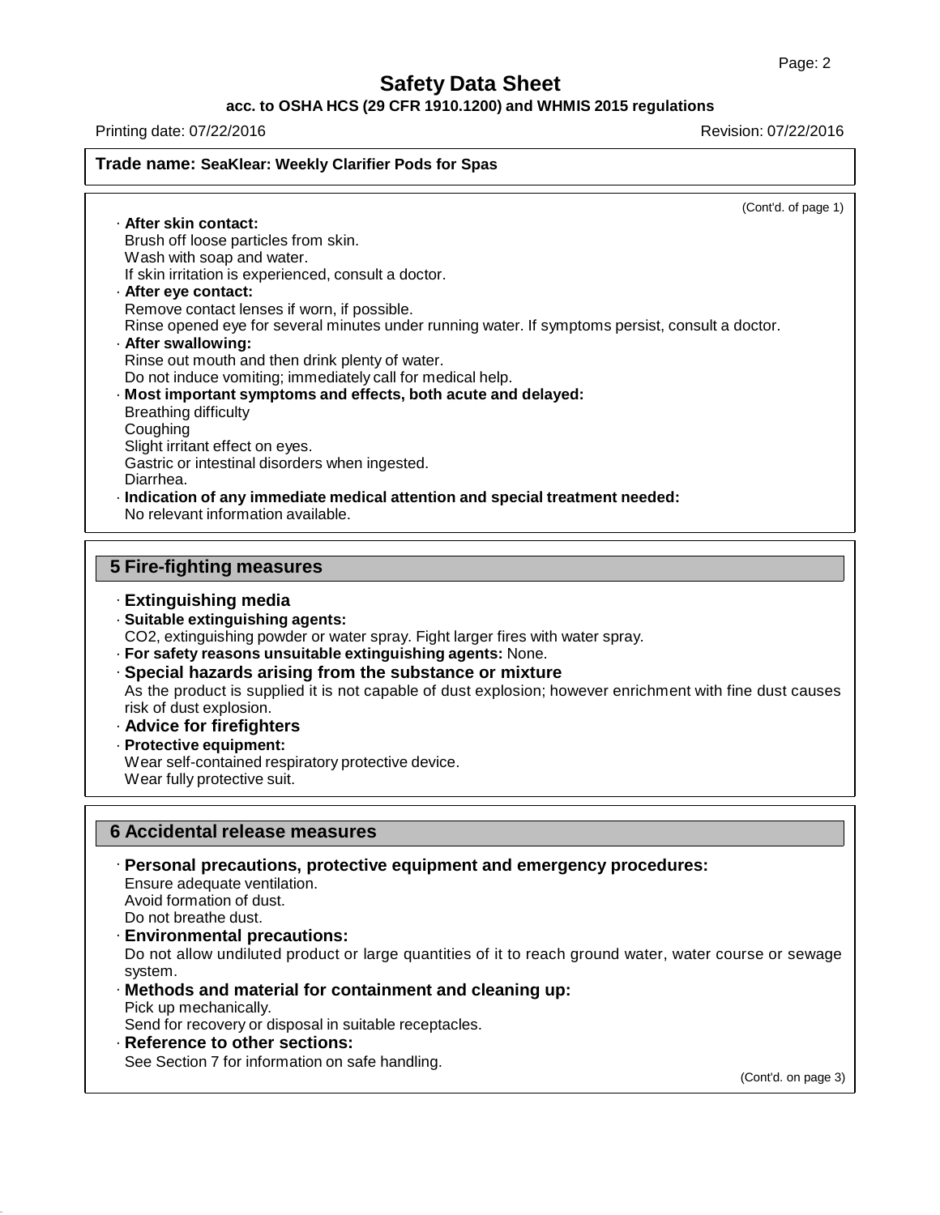**Trade name: SeaKlear: Weekly Clarifier Pods for Spas**

(Cont'd. of page 1)

· **After skin contact:**
Brush off loose particles from skin.
Wash with soap and water.
If skin irritation is experienced, consult a doctor.

· **After eye contact:**
Remove contact lenses if worn, if possible.
Rinse opened eye for several minutes under running water. If symptoms persist, consult a doctor.

· **After swallowing:**
Rinse out mouth and then drink plenty of water.
Do not induce vomiting; immediately call for medical help.

· **Most important symptoms and effects, both acute and delayed:**
Breathing difficulty
Coughing
Slight irritant effect on eyes.
Gastric or intestinal disorders when ingested.
Diarrhea.

· **Indication of any immediate medical attention and special treatment needed:**
No relevant information available.

## 5 Fire-fighting measures

· **Extinguishing media**

· **Suitable extinguishing agents:**
$CO_2$, extinguishing powder or water spray. Fight larger fires with water spray.

· **For safety reasons unsuitable extinguishing agents:** None.

· **Special hazards arising from the substance or mixture**
As the product is supplied it is not capable of dust explosion; however enrichment with fine dust causes risk of dust explosion.

· **Advice for firefighters**

· **Protective equipment:**
Wear self-contained respiratory protective device.
Wear fully protective suit.

## 6 Accidental release measures

· **Personal precautions, protective equipment and emergency procedures:**
Ensure adequate ventilation.
Avoid formation of dust.
Do not breathe dust.

· **Environmental precautions:**
Do not allow undiluted product or large quantities of it to reach ground water, water course or sewage system.

· **Methods and material for containment and cleaning up:**
Pick up mechanically.
Send for recovery or disposal in suitable receptacles.

· **Reference to other sections:**
See Section 7 for information on safe handling.

(Cont'd. on page 3)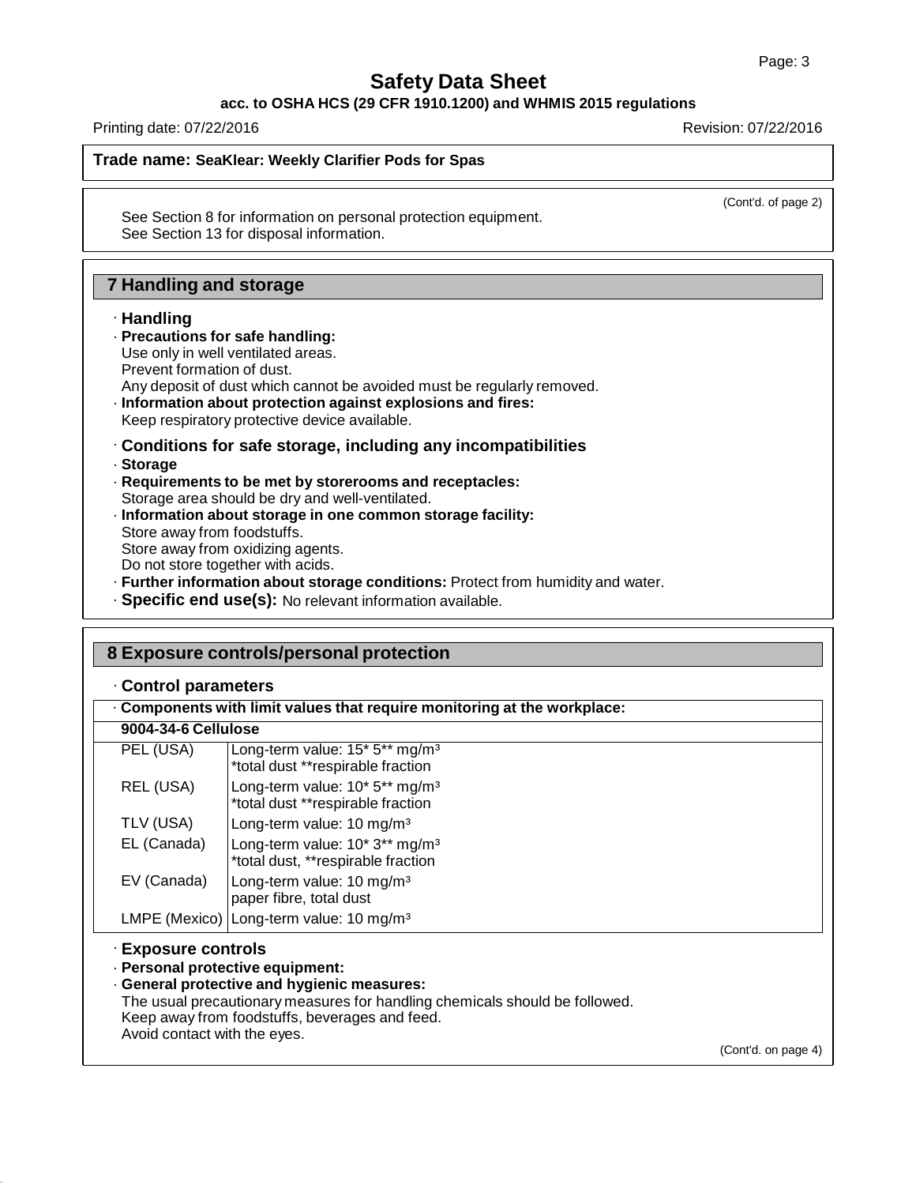**Trade name: SeaKlear: Weekly Clarifier Pods for Spas**

(Cont'd. of page 2)

See Section 8 for information on personal protection equipment.
See Section 13 for disposal information.

## 7 Handling and storage

· **Handling**
· **Precautions for safe handling:**
Use only in well ventilated areas.
Prevent formation of dust.
Any deposit of dust which cannot be avoided must be regularly removed.
· **Information about protection against explosions and fires:**
Keep respiratory protective device available.

· **Conditions for safe storage, including any incompatibilities**
· **Storage**
· **Requirements to be met by storerooms and receptacles:**
Storage area should be dry and well-ventilated.
· **Information about storage in one common storage facility:**
Store away from foodstuffs.
Store away from oxidizing agents.
Do not store together with acids.
· **Further information about storage conditions:** Protect from humidity and water.
· **Specific end use(s):** No relevant information available.

## 8 Exposure controls/personal protection

· **Control parameters**

| · **Components with limit values that require monitoring at the workplace:** | |
|---|---|
| **9004-34-6 Cellulose** | |
| PEL (USA) | Long-term value: 15* 5** mg/m³<br>*total dust **respirable fraction |
| REL (USA) | Long-term value: 10* 5** mg/m³<br>*total dust **respirable fraction |
| TLV (USA) | Long-term value: 10 mg/m³ |
| EL (Canada) | Long-term value: 10* 3** mg/m³<br>*total dust, **respirable fraction |
| EV (Canada) | Long-term value: 10 mg/m³<br>paper fibre, total dust |
| LMPE (Mexico) | Long-term value: 10 mg/m³ |

· **Exposure controls**
· **Personal protective equipment:**
· **General protective and hygienic measures:**
The usual precautionary measures for handling chemicals should be followed.
Keep away from foodstuffs, beverages and feed.
Avoid contact with the eyes.

(Cont'd. on page 4)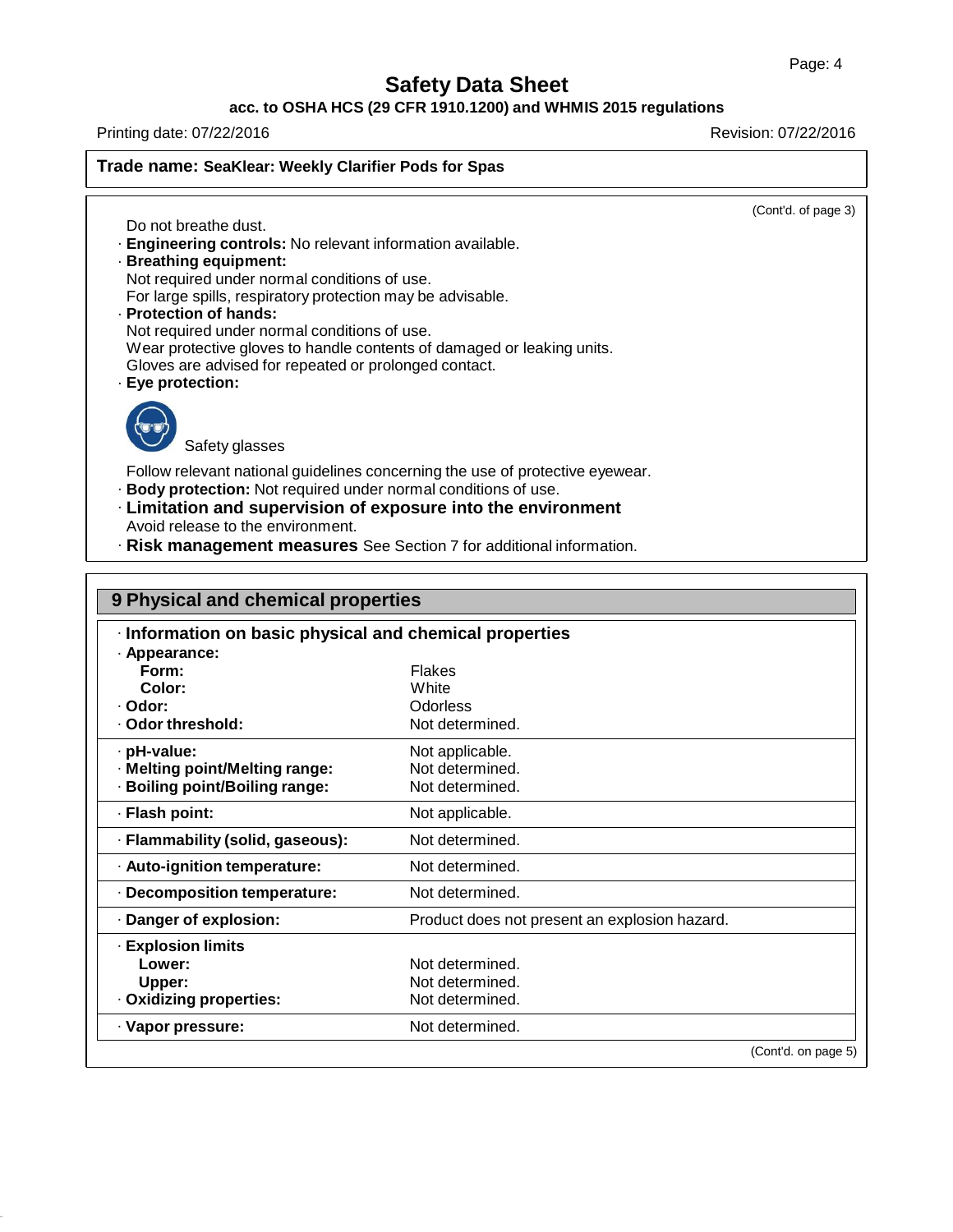(Cont'd. of page 3)

Do not breathe dust.

· **Engineering controls:** No relevant information available.

· **Breathing equipment:**
Not required under normal conditions of use.
For large spills, respiratory protection may be advisable.

· **Protection of hands:**
Not required under normal conditions of use.
Wear protective gloves to handle contents of damaged or leaking units.
Gloves are advised for repeated or prolonged contact.

· **Eye protection:**

Safety glasses

Follow relevant national guidelines concerning the use of protective eyewear.

· **Body protection:** Not required under normal conditions of use.

· **Limitation and supervision of exposure into the environment**
Avoid release to the environment.

· **Risk management measures** See Section 7 for additional information.

## 9 Physical and chemical properties

· **Information on basic physical and chemical properties**

| | |
|---|---|
| · **Appearance:** | |
| **Form:** | Flakes |
| **Color:** | White |
| · **Odor:** | Odorless |
| · **Odor threshold:** | Not determined. |
| · **pH-value:** | Not applicable. |
| · **Melting point/Melting range:** | Not determined. |
| · **Boiling point/Boiling range:** | Not determined. |
| · **Flash point:** | Not applicable. |
| · **Flammability (solid, gaseous):** | Not determined. |
| · **Auto-ignition temperature:** | Not determined. |
| · **Decomposition temperature:** | Not determined. |
| · **Danger of explosion:** | Product does not present an explosion hazard. |
| · **Explosion limits** | |
| **Lower:** | Not determined. |
| **Upper:** | Not determined. |
| · **Oxidizing properties:** | Not determined. |
| · **Vapor pressure:** | Not determined. |

(Cont'd. on page 5)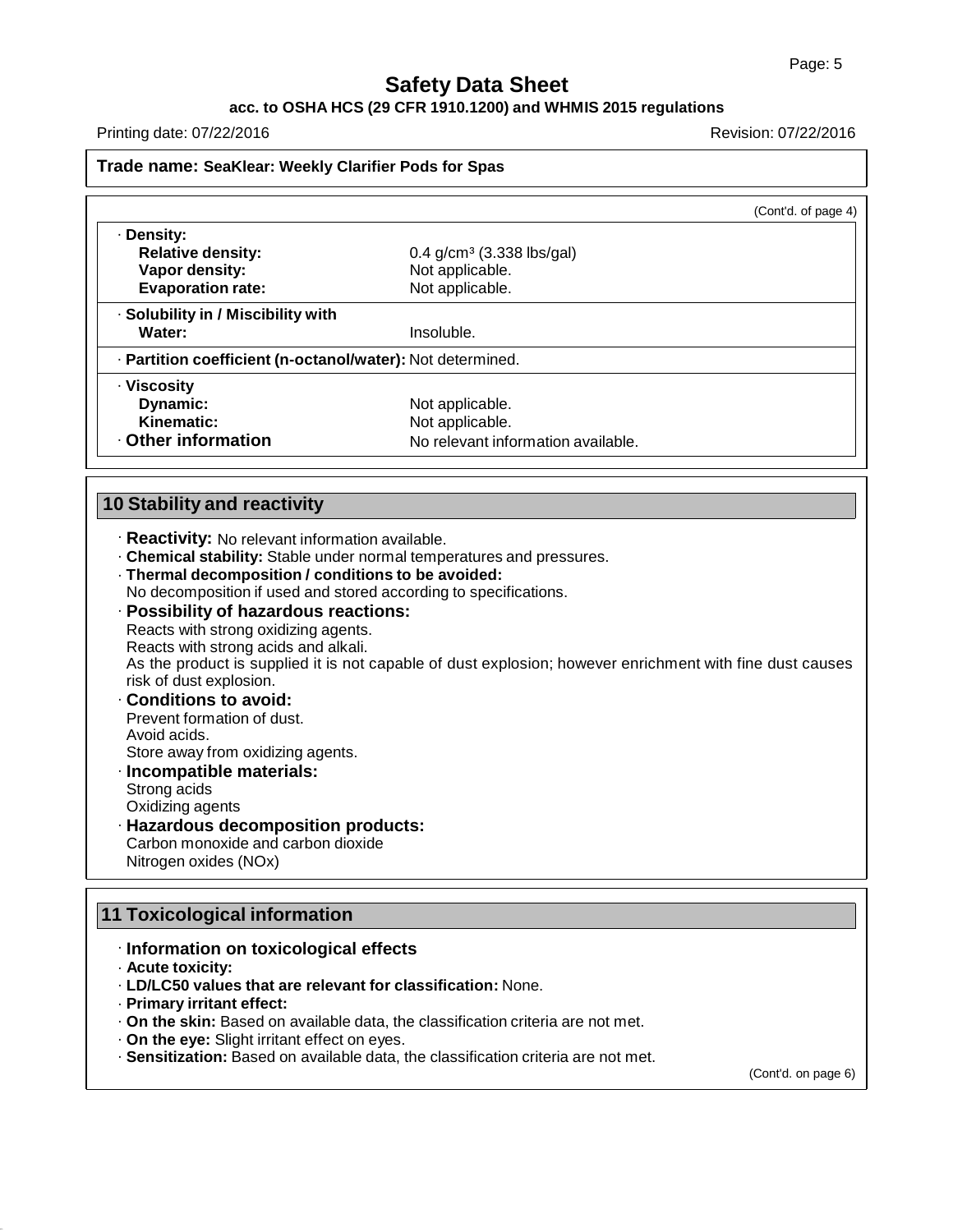Trade name: **SeaKlear: Weekly Clarifier Pods for Spas**

(Cont'd. of page 4)

· **Density:**

| | |
|---|---|
| **Relative density:** | 0.4 g/cm³ (3.338 lbs/gal) |
| **Vapor density:** | Not applicable. |
| **Evaporation rate:** | Not applicable. |

· **Solubility in / Miscibility with**

| | |
|---|---|
| **Water:** | Insoluble. |

· **Partition coefficient (n-octanol/water):** Not determined.

· **Viscosity**

| | |
|---|---|
| **Dynamic:** | Not applicable. |
| **Kinematic:** | Not applicable. |
| **· Other information** | No relevant information available. |

## 10 Stability and reactivity

· **Reactivity:** No relevant information available.
· **Chemical stability:** Stable under normal temperatures and pressures.
· **Thermal decomposition / conditions to be avoided:**
No decomposition if used and stored according to specifications.
· **Possibility of hazardous reactions:**
Reacts with strong oxidizing agents.
Reacts with strong acids and alkali.
As the product is supplied it is not capable of dust explosion; however enrichment with fine dust causes risk of dust explosion.
· **Conditions to avoid:**
Prevent formation of dust.
Avoid acids.
Store away from oxidizing agents.
· **Incompatible materials:**
Strong acids
Oxidizing agents
· **Hazardous decomposition products:**
Carbon monoxide and carbon dioxide
Nitrogen oxides (NOx)

## 11 Toxicological information

· **Information on toxicological effects**
· **Acute toxicity:**
· **LD/LC50 values that are relevant for classification:** None.
· **Primary irritant effect:**
· **On the skin:** Based on available data, the classification criteria are not met.
· **On the eye:** Slight irritant effect on eyes.
· **Sensitization:** Based on available data, the classification criteria are not met.

(Cont'd. on page 6)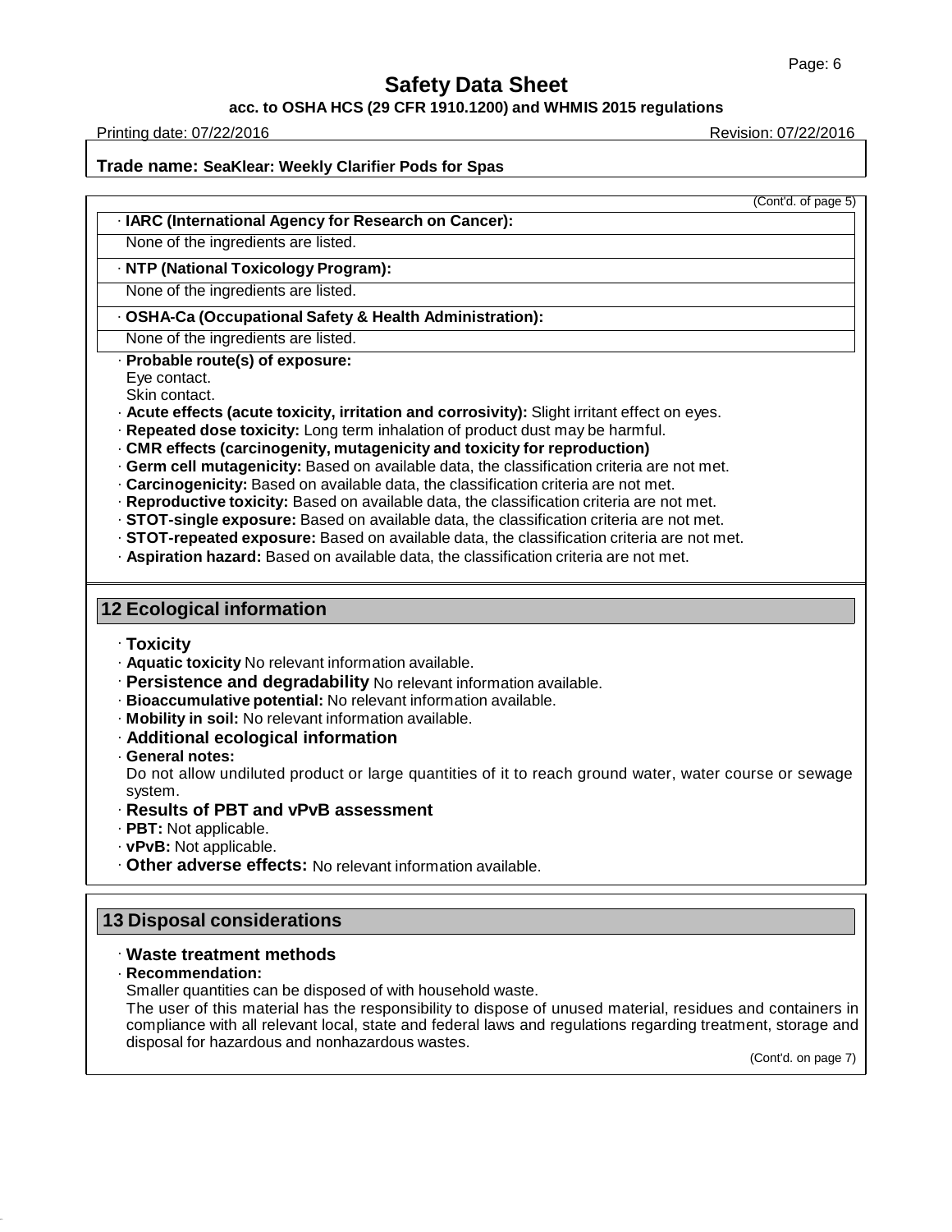(Cont'd. of page 5)

· **IARC (International Agency for Research on Cancer):**

None of the ingredients are listed.

· **NTP (National Toxicology Program):**

None of the ingredients are listed.

· **OSHA-Ca (Occupational Safety & Health Administration):**

None of the ingredients are listed.

· **Probable route(s) of exposure:**
Eye contact.
Skin contact.

· **Acute effects (acute toxicity, irritation and corrosivity):** Slight irritant effect on eyes.
· **Repeated dose toxicity:** Long term inhalation of product dust may be harmful.
· **CMR effects (carcinogenity, mutagenicity and toxicity for reproduction)**
· **Germ cell mutagenicity:** Based on available data, the classification criteria are not met.
· **Carcinogenicity:** Based on available data, the classification criteria are not met.
· **Reproductive toxicity:** Based on available data, the classification criteria are not met.
· **STOT-single exposure:** Based on available data, the classification criteria are not met.
· **STOT-repeated exposure:** Based on available data, the classification criteria are not met.
· **Aspiration hazard:** Based on available data, the classification criteria are not met.

## 12 Ecological information

· **Toxicity**
· **Aquatic toxicity** No relevant information available.
· **Persistence and degradability** No relevant information available.
· **Bioaccumulative potential:** No relevant information available.
· **Mobility in soil:** No relevant information available.
· **Additional ecological information**
· **General notes:**
Do not allow undiluted product or large quantities of it to reach ground water, water course or sewage system.
· **Results of PBT and vPvB assessment**
· **PBT:** Not applicable.
· **vPvB:** Not applicable.
· **Other adverse effects:** No relevant information available.

## 13 Disposal considerations

· **Waste treatment methods**
· **Recommendation:**
Smaller quantities can be disposed of with household waste.
The user of this material has the responsibility to dispose of unused material, residues and containers in compliance with all relevant local, state and federal laws and regulations regarding treatment, storage and disposal for hazardous and nonhazardous wastes.

(Cont'd. on page 7)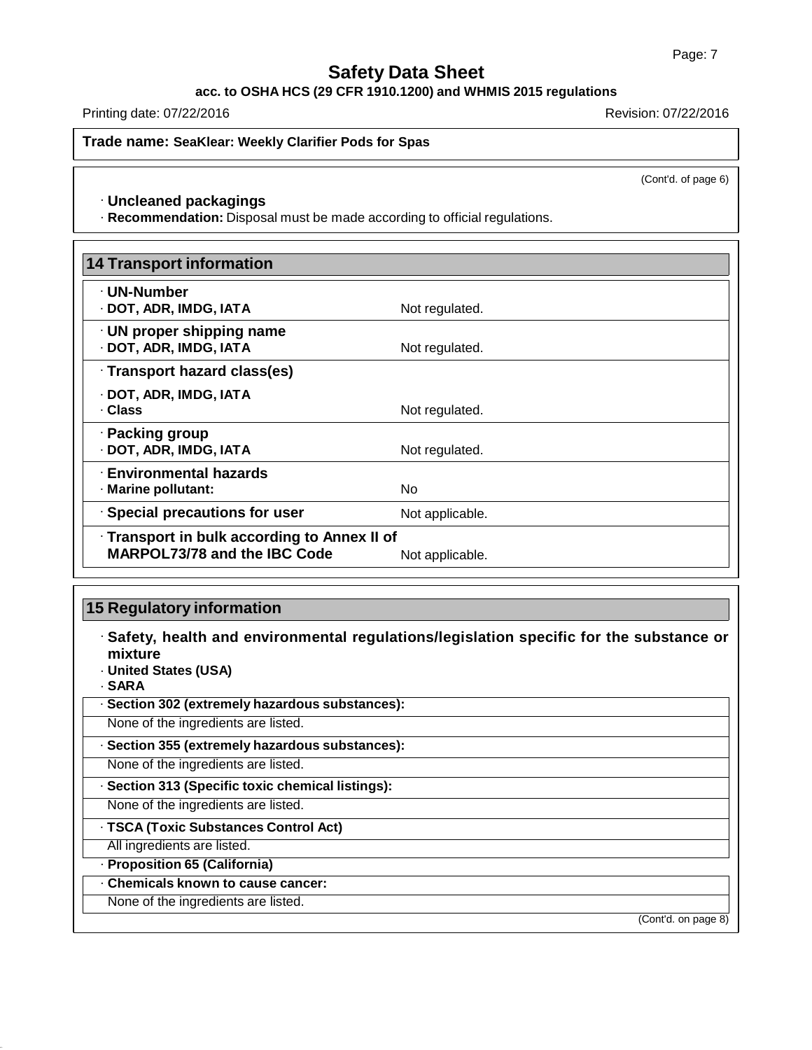**Trade name: SeaKlear: Weekly Clarifier Pods for Spas**

(Cont'd. of page 6)

· **Uncleaned packagings**
· **Recommendation:** Disposal must be made according to official regulations.

## 14 Transport information

| | |
|---|---|
| · **UN-Number** | |
| · **DOT, ADR, IMDG, IATA** | Not regulated. |
| · **UN proper shipping name** | |
| · **DOT, ADR, IMDG, IATA** | Not regulated. |
| · **Transport hazard class(es)** | |
| · **DOT, ADR, IMDG, IATA** | |
| · **Class** | Not regulated. |
| · **Packing group** | |
| · **DOT, ADR, IMDG, IATA** | Not regulated. |
| · **Environmental hazards** | |
| · **Marine pollutant:** | No |
| · **Special precautions for user** | Not applicable. |
| · **Transport in bulk according to Annex II of MARPOL73/78 and the IBC Code** | Not applicable. |

## 15 Regulatory information

· **Safety, health and environmental regulations/legislation specific for the substance or mixture**
· **United States (USA)**
· **SARA**

· **Section 302 (extremely hazardous substances):**
None of the ingredients are listed.

· **Section 355 (extremely hazardous substances):**
None of the ingredients are listed.

· **Section 313 (Specific toxic chemical listings):**
None of the ingredients are listed.

· **TSCA (Toxic Substances Control Act)**
All ingredients are listed.

· **Proposition 65 (California)**

· **Chemicals known to cause cancer:**
None of the ingredients are listed.

(Cont'd. on page 8)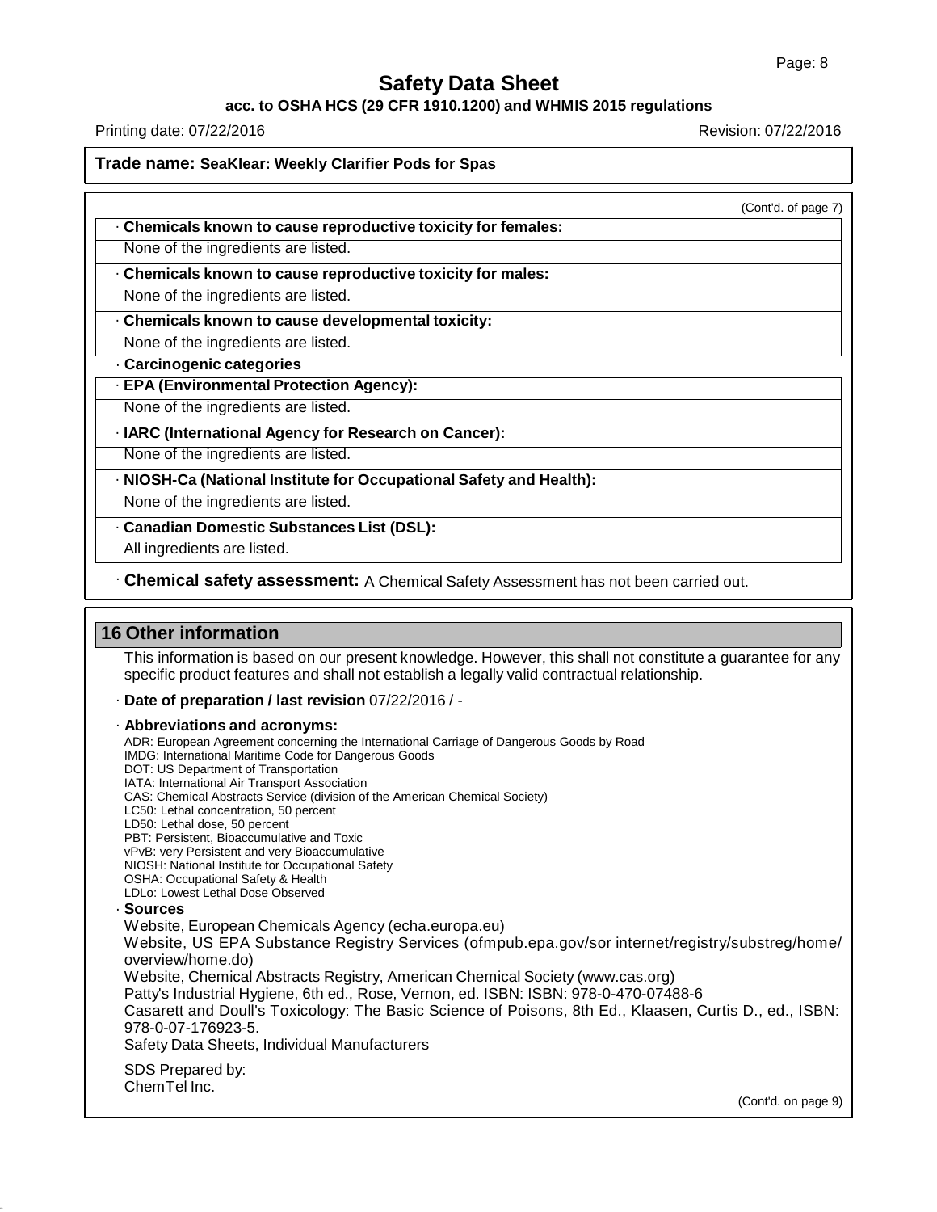**Trade name: SeaKlear: Weekly Clarifier Pods for Spas**

(Cont'd. of page 7)

· **Chemicals known to cause reproductive toxicity for females:**

None of the ingredients are listed.

· **Chemicals known to cause reproductive toxicity for males:**

None of the ingredients are listed.

· **Chemicals known to cause developmental toxicity:**

None of the ingredients are listed.

· **Carcinogenic categories**

· **EPA (Environmental Protection Agency):**

None of the ingredients are listed.

· **IARC (International Agency for Research on Cancer):**

None of the ingredients are listed.

· **NIOSH-Ca (National Institute for Occupational Safety and Health):**

None of the ingredients are listed.

· **Canadian Domestic Substances List (DSL):**

All ingredients are listed.

· **Chemical safety assessment:** A Chemical Safety Assessment has not been carried out.

## 16 Other information

This information is based on our present knowledge. However, this shall not constitute a guarantee for any specific product features and shall not establish a legally valid contractual relationship.

· **Date of preparation / last revision** 07/22/2016 / -

· **Abbreviations and acronyms:**

ADR: European Agreement concerning the International Carriage of Dangerous Goods by Road
IMDG: International Maritime Code for Dangerous Goods
DOT: US Department of Transportation
IATA: International Air Transport Association
CAS: Chemical Abstracts Service (division of the American Chemical Society)
LC50: Lethal concentration, 50 percent
LD50: Lethal dose, 50 percent
PBT: Persistent, Bioaccumulative and Toxic
vPvB: very Persistent and very Bioaccumulative
NIOSH: National Institute for Occupational Safety
OSHA: Occupational Safety & Health
LDLo: Lowest Lethal Dose Observed

· **Sources**

Website, European Chemicals Agency (echa.europa.eu)
Website, US EPA Substance Registry Services (ofmpub.epa.gov/sor internet/registry/substreg/home/overview/home.do)
Website, Chemical Abstracts Registry, American Chemical Society (www.cas.org)
Patty's Industrial Hygiene, 6th ed., Rose, Vernon, ed. ISBN: ISBN: 978-0-470-07488-6
Casarett and Doull's Toxicology: The Basic Science of Poisons, 8th Ed., Klaasen, Curtis D., ed., ISBN: 978-0-07-176923-5.
Safety Data Sheets, Individual Manufacturers

SDS Prepared by:
ChemTel Inc.

(Cont'd. on page 9)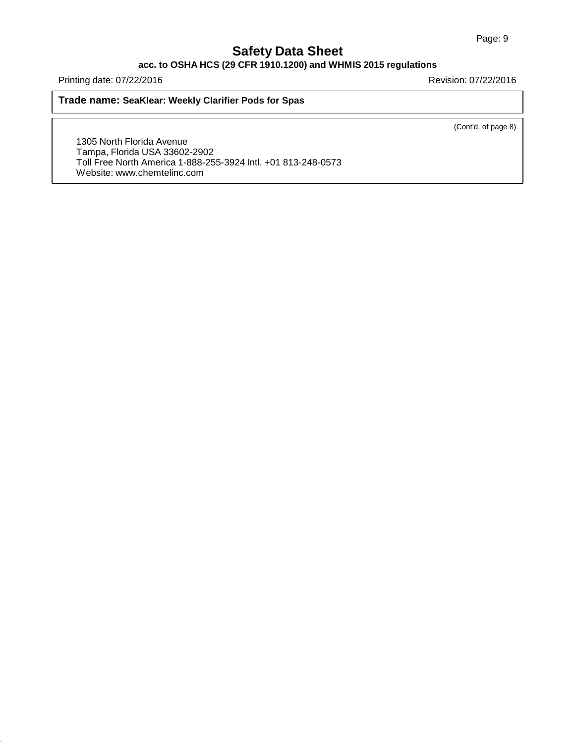**Trade name: SeaKlear: Weekly Clarifier Pods for Spas**

(Cont'd. of page 8)

1305 North Florida Avenue
Tampa, Florida USA 33602-2902
Toll Free North America 1-888-255-3924 Intl. +01 813-248-0573
Website: www.chemtelinc.com